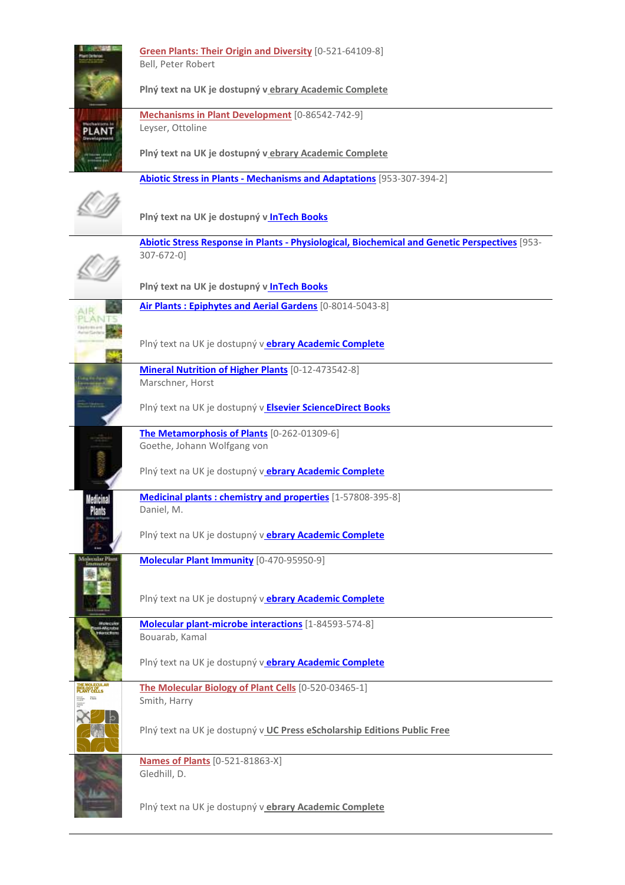**Green Plants: Their Origin and Diversity** [0-521-64109-8]
Bell, Peter Robert

**Plný text na UK je dostupný v ebrary Academic Complete**

---

**Mechanisms in Plant Development** [0-86542-742-9]
Leyser, Ottoline

**Plný text na UK je dostupný v ebrary Academic Complete**

---

**Abiotic Stress in Plants - Mechanisms and Adaptations** [953-307-394-2]

**Plný text na UK je dostupný v InTech Books**

---

**Abiotic Stress Response in Plants - Physiological, Biochemical and Genetic Perspectives** [953-307-672-0]

**Plný text na UK je dostupný v InTech Books**

---

**Air Plants : Epiphytes and Aerial Gardens** [0-8014-5043-8]

Plný text na UK je dostupný v **ebrary Academic Complete**

---

**Mineral Nutrition of Higher Plants** [0-12-473542-8]
Marschner, Horst

Plný text na UK je dostupný v **Elsevier ScienceDirect Books**

---

**The Metamorphosis of Plants** [0-262-01309-6]
Goethe, Johann Wolfgang von

Plný text na UK je dostupný v **ebrary Academic Complete**

---

**Medicinal plants : chemistry and properties** [1-57808-395-8]
Daniel, M.

Plný text na UK je dostupný v **ebrary Academic Complete**

---

**Molecular Plant Immunity** [0-470-95950-9]

Plný text na UK je dostupný v **ebrary Academic Complete**

---

**Molecular plant-microbe interactions** [1-84593-574-8]
Bouarab, Kamal

Plný text na UK je dostupný v **ebrary Academic Complete**

---

**The Molecular Biology of Plant Cells** [0-520-03465-1]
Smith, Harry

Plný text na UK je dostupný v **UC Press eScholarship Editions Public Free**

---

**Names of Plants** [0-521-81863-X]
Gledhill, D.

Plný text na UK je dostupný v **ebrary Academic Complete**

---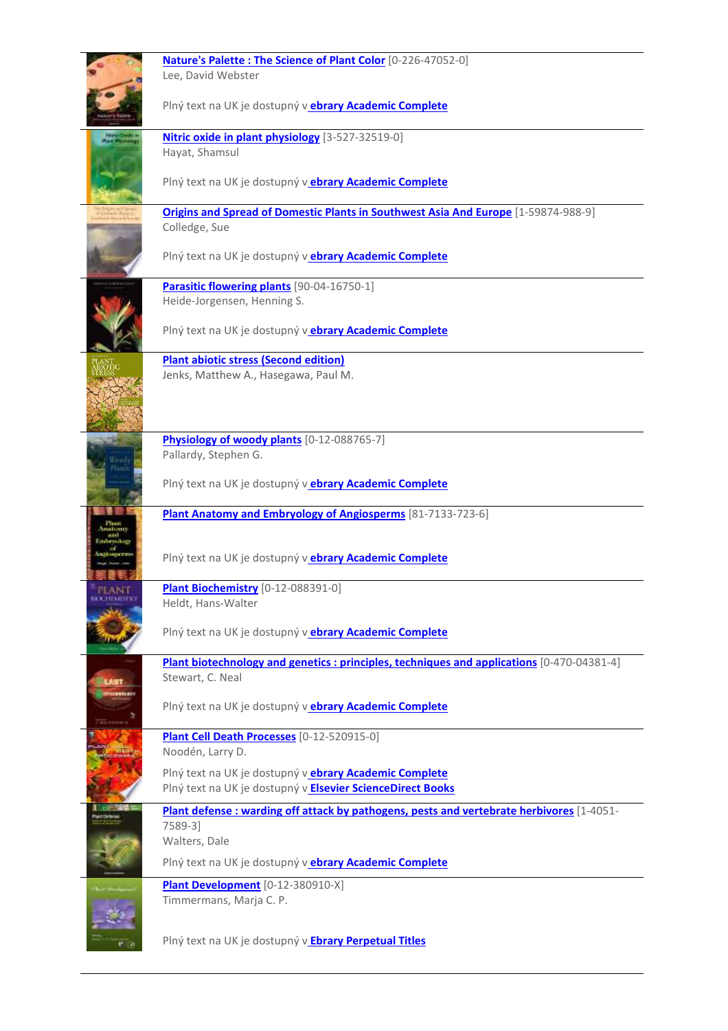**Nature's Palette : The Science of Plant Color** [0-226-47052-0]
Lee, David Webster

Plný text na UK je dostupný v **ebrary Academic Complete**

---

**Nitric oxide in plant physiology** [3-527-32519-0]
Hayat, Shamsul

Plný text na UK je dostupný v **ebrary Academic Complete**

---

**Origins and Spread of Domestic Plants in Southwest Asia And Europe** [1-59874-988-9]
Colledge, Sue

Plný text na UK je dostupný v **ebrary Academic Complete**

---

**Parasitic flowering plants** [90-04-16750-1]
Heide-Jorgensen, Henning S.

Plný text na UK je dostupný v **ebrary Academic Complete**

---

**Plant abiotic stress (Second edition)**
Jenks, Matthew A., Hasegawa, Paul M.

---

**Physiology of woody plants** [0-12-088765-7]
Pallardy, Stephen G.

Plný text na UK je dostupný v **ebrary Academic Complete**

---

**Plant Anatomy and Embryology of Angiosperms** [81-7133-723-6]

Plný text na UK je dostupný v **ebrary Academic Complete**

---

**Plant Biochemistry** [0-12-088391-0]
Heldt, Hans-Walter

Plný text na UK je dostupný v **ebrary Academic Complete**

---

**Plant biotechnology and genetics : principles, techniques and applications** [0-470-04381-4]
Stewart, C. Neal

Plný text na UK je dostupný v **ebrary Academic Complete**

---

**Plant Cell Death Processes** [0-12-520915-0]
Noodén, Larry D.

Plný text na UK je dostupný v **ebrary Academic Complete**
Plný text na UK je dostupný v **Elsevier ScienceDirect Books**

---

**Plant defense : warding off attack by pathogens, pests and vertebrate herbivores** [1-4051-7589-3]
Walters, Dale

Plný text na UK je dostupný v **ebrary Academic Complete**

---

**Plant Development** [0-12-380910-X]
Timmermans, Marja C. P.

Plný text na UK je dostupný v **Ebrary Perpetual Titles**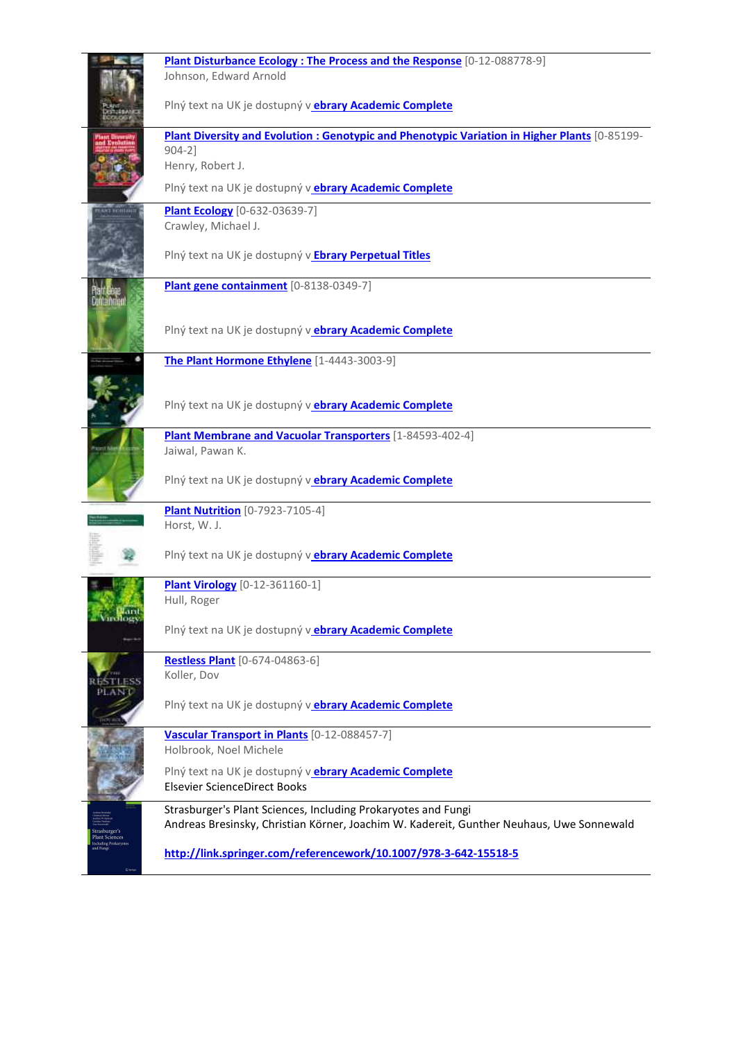| | |
|---|---|
| | **Plant Disturbance Ecology : The Process and the Response** [0-12-088778-9]<br>Johnson, Edward Arnold<br><br>Plný text na UK je dostupný v **ebrary Academic Complete** |
| | **Plant Diversity and Evolution : Genotypic and Phenotypic Variation in Higher Plants** [0-85199-904-2]<br>Henry, Robert J.<br><br>Plný text na UK je dostupný v **ebrary Academic Complete** |
| | **Plant Ecology** [0-632-03639-7]<br>Crawley, Michael J.<br><br>Plný text na UK je dostupný v **Ebrary Perpetual Titles** |
| | **Plant gene containment** [0-8138-0349-7]<br><br>Plný text na UK je dostupný v **ebrary Academic Complete** |
| | **The Plant Hormone Ethylene** [1-4443-3003-9]<br><br>Plný text na UK je dostupný v **ebrary Academic Complete** |
| | **Plant Membrane and Vacuolar Transporters** [1-84593-402-4]<br>Jaiwal, Pawan K.<br><br>Plný text na UK je dostupný v **ebrary Academic Complete** |
| | **Plant Nutrition** [0-7923-7105-4]<br>Horst, W. J.<br><br>Plný text na UK je dostupný v **ebrary Academic Complete** |
| | **Plant Virology** [0-12-361160-1]<br>Hull, Roger<br><br>Plný text na UK je dostupný v **ebrary Academic Complete** |
| | **Restless Plant** [0-674-04863-6]<br>Koller, Dov<br><br>Plný text na UK je dostupný v **ebrary Academic Complete** |
| | **Vascular Transport in Plants** [0-12-088457-7]<br>Holbrook, Noel Michele<br><br>Plný text na UK je dostupný v **ebrary Academic Complete**<br>Elsevier ScienceDirect Books |
| | Strasburger's Plant Sciences, Including Prokaryotes and Fungi<br>Andreas Bresinsky, Christian Körner, Joachim W. Kadereit, Gunther Neuhaus, Uwe Sonnewald<br><br>**http://link.springer.com/referencework/10.1007/978-3-642-15518-5** |